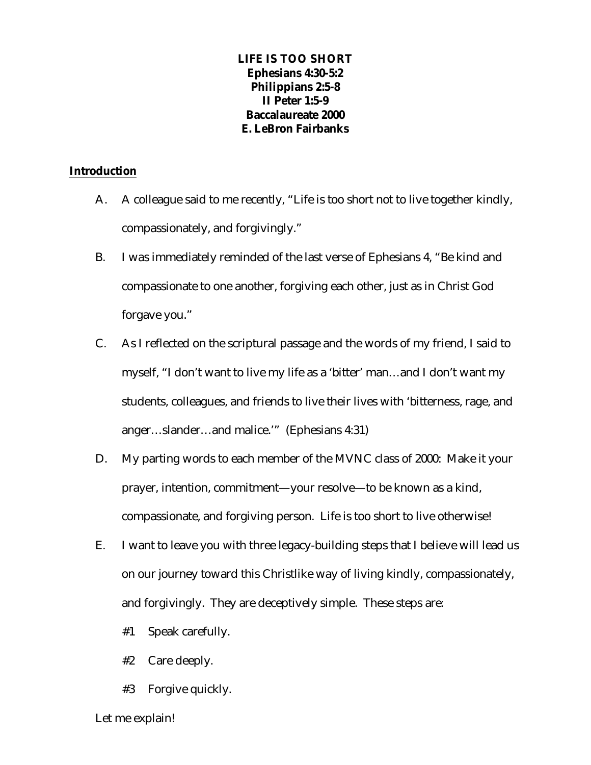**LIFE IS TOO SHORT**
**Ephesians 4:30-5:2**
**Philippians 2:5-8**
**II Peter 1:5-9**
**Baccalaureate 2000**
**E. LeBron Fairbanks**

**Introduction**

A. A colleague said to me recently, "Life is too short not to live together kindly, compassionately, and forgivingly."

B. I was immediately reminded of the last verse of Ephesians 4, "Be kind and compassionate to one another, forgiving each other, just as in Christ God forgave you."

C. As I reflected on the scriptural passage and the words of my friend, I said to myself, "I don't want to live my life as a 'bitter' man…and I don't want my students, colleagues, and friends to live their lives with 'bitterness, rage, and anger…slander…and malice.'" (Ephesians 4:31)

D. My parting words to each member of the MVNC class of 2000: Make it your prayer, intention, commitment—your resolve—to be known as a kind, compassionate, and forgiving person. Life is too short to live otherwise!

E. I want to leave you with three legacy-building steps that I believe will lead us on our journey toward this Christlike way of living kindly, compassionately, and forgivingly. They are deceptively simple. These steps are:

   #1 Speak carefully.

   #2 Care deeply.

   #3 Forgive quickly.

Let me explain!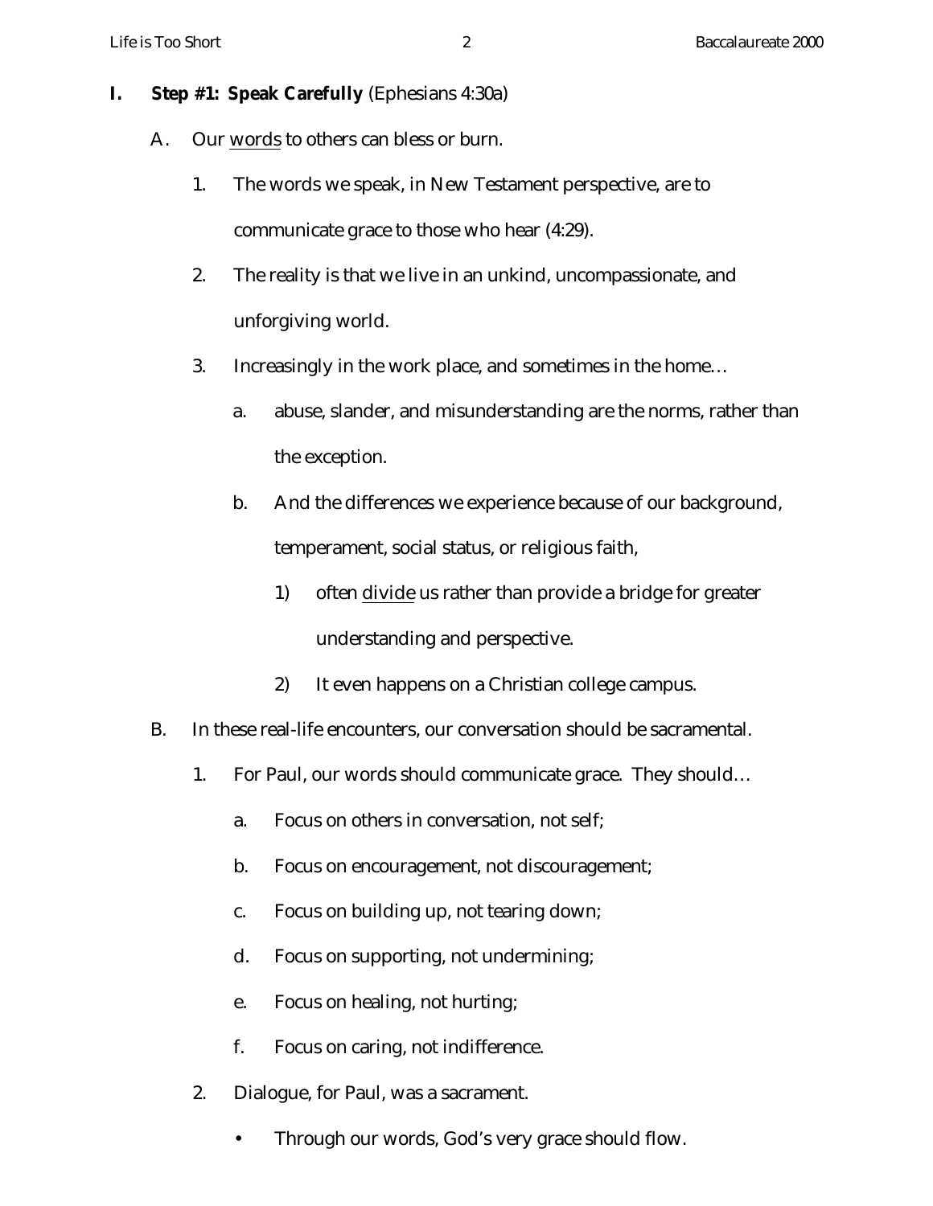**I. Step #1: Speak Carefully** (Ephesians 4:30a)

A. Our <u>words</u> to others can bless or burn.

1. The words we speak, in New Testament perspective, are to communicate grace to those who hear (4:29).
2. The reality is that we live in an unkind, uncompassionate, and unforgiving world.
3. Increasingly in the work place, and sometimes in the home…
   a. abuse, slander, and misunderstanding are the norms, rather than the exception.
   b. And the differences we experience because of our background, temperament, social status, or religious faith,
      1) often <u>divide</u> us rather than provide a bridge for greater understanding and perspective.
      2) It even happens on a Christian college campus.

B. In these real-life encounters, our conversation should be sacramental.

1. For Paul, our words should communicate grace. They should…
   a. Focus on others in conversation, not self;
   b. Focus on encouragement, not discouragement;
   c. Focus on building up, not tearing down;
   d. Focus on supporting, not undermining;
   e. Focus on healing, not hurting;
   f. Focus on caring, not indifference.
2. Dialogue, for Paul, was a sacrament.
   - Through our words, God's very grace should flow.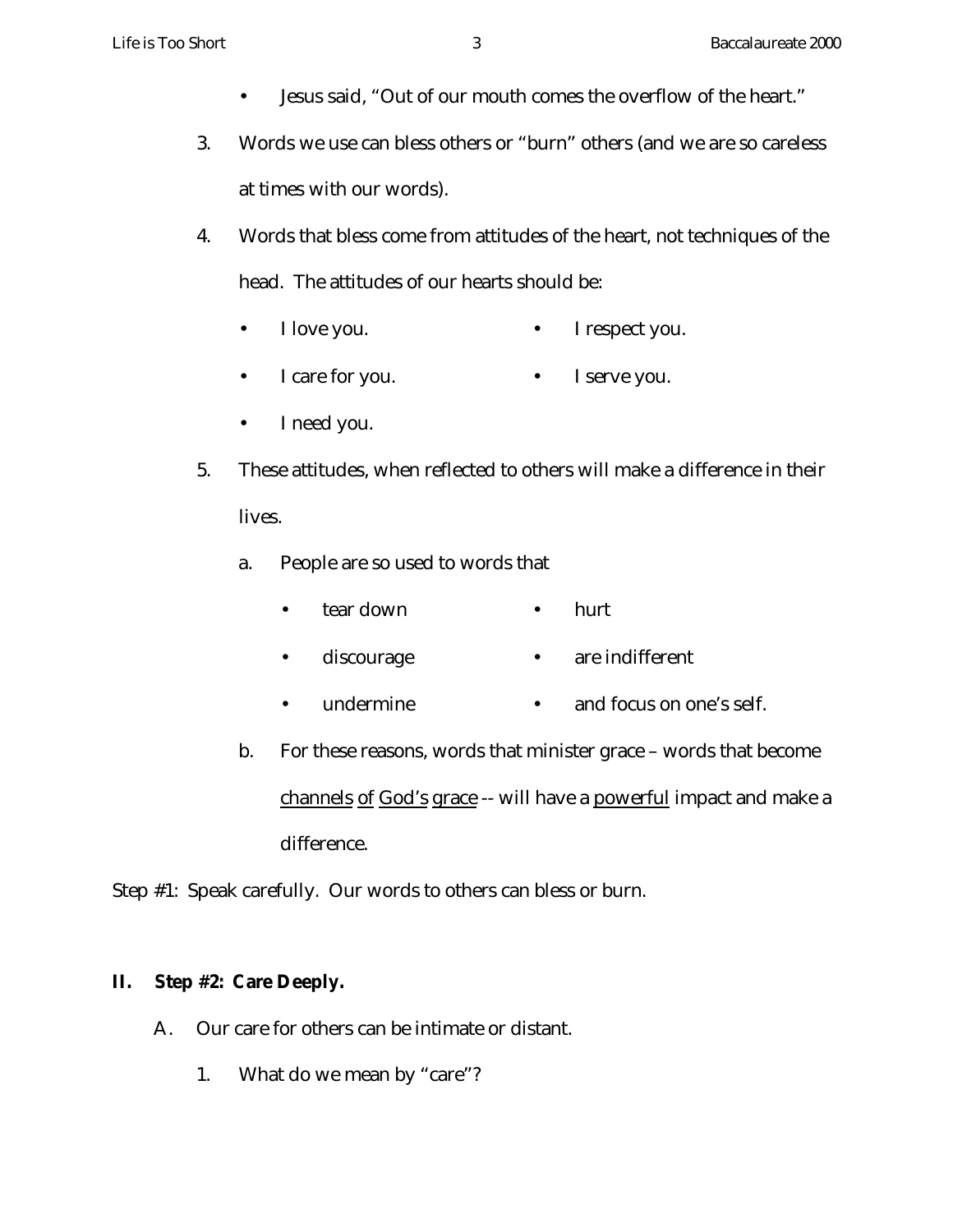- Jesus said, "Out of our mouth comes the overflow of the heart."

3. Words we use can bless others or "burn" others (and we are so careless at times with our words).

4. Words that bless come from attitudes of the heart, not techniques of the head. The attitudes of our hearts should be:

   - I love you.
   - I respect you.
   - I care for you.
   - I serve you.
   - I need you.

5. These attitudes, when reflected to others will make a difference in their lives.

   a. People are so used to words that

      - tear down
      - hurt
      - discourage
      - are indifferent
      - undermine
      - and focus on one's self.

   b. For these reasons, words that minister grace – words that become <u>channels</u> <u>of</u> <u>God's</u> <u>grace</u> -- will have a <u>powerful</u> impact and make a difference.

Step #1: Speak carefully. Our words to others can bless or burn.

## II. Step #2: Care Deeply.

A. Our care for others can be intimate or distant.

1. What do we mean by "care"?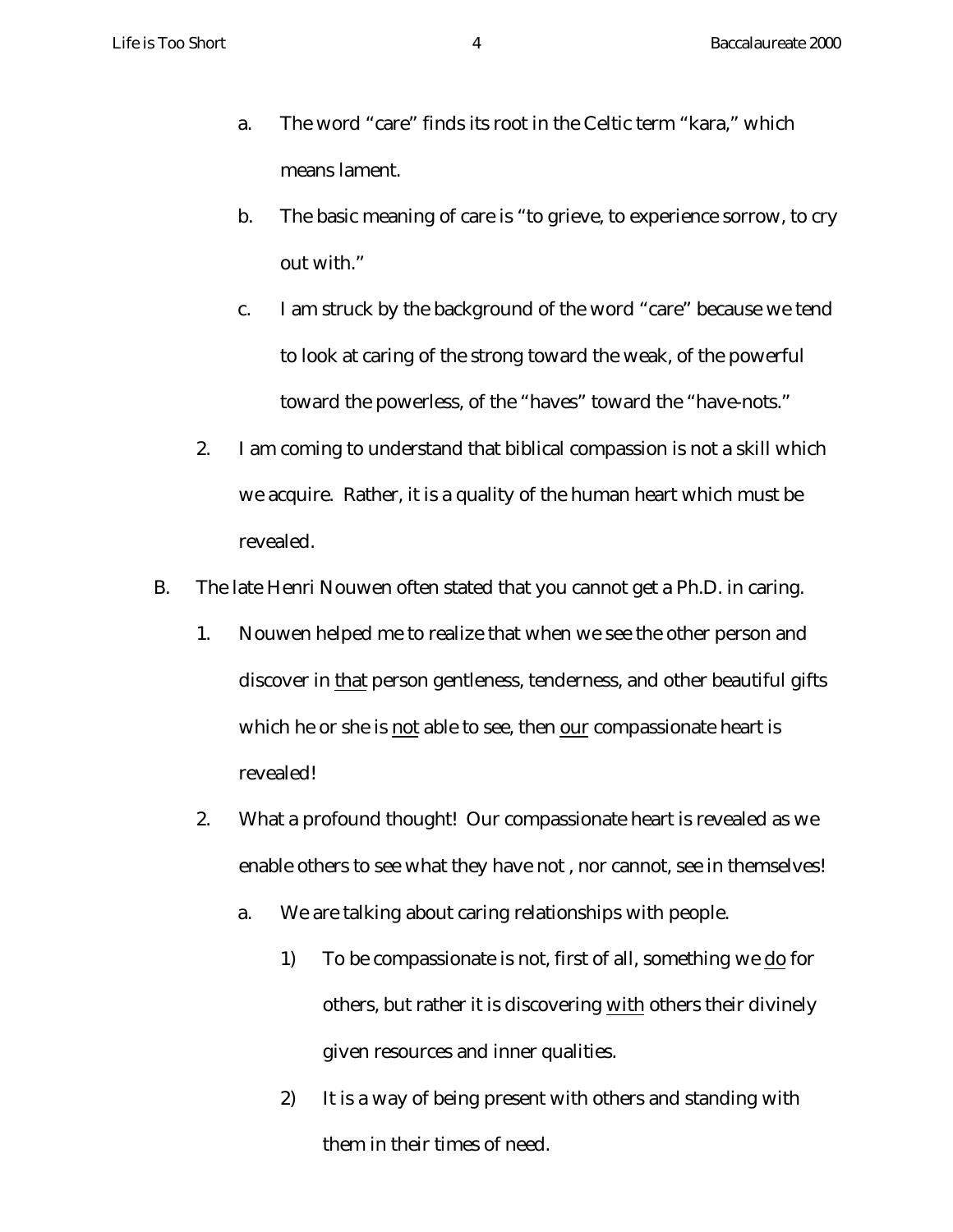a. The word "care" finds its root in the Celtic term "kara," which means lament.

b. The basic meaning of care is "to grieve, to experience sorrow, to cry out with."

c. I am struck by the background of the word "care" because we tend to look at caring of the strong toward the weak, of the powerful toward the powerless, of the "haves" toward the "have-nots."

2. I am coming to understand that biblical compassion is not a skill which we acquire. Rather, it is a quality of the human heart which must be revealed.

B. The late Henri Nouwen often stated that you cannot get a Ph.D. in caring.

1. Nouwen helped me to realize that when we see the other person and discover in <u>that</u> person gentleness, tenderness, and other beautiful gifts which he or she is <u>not</u> able to see, then <u>our</u> compassionate heart is revealed!

2. What a profound thought! Our compassionate heart is revealed as we enable others to see what they have not , nor cannot, see in themselves!

   a. We are talking about caring relationships with people.

      1) To be compassionate is not, first of all, something we <u>do</u> for others, but rather it is discovering <u>with</u> others their divinely given resources and inner qualities.

      2) It is a way of being present with others and standing with them in their times of need.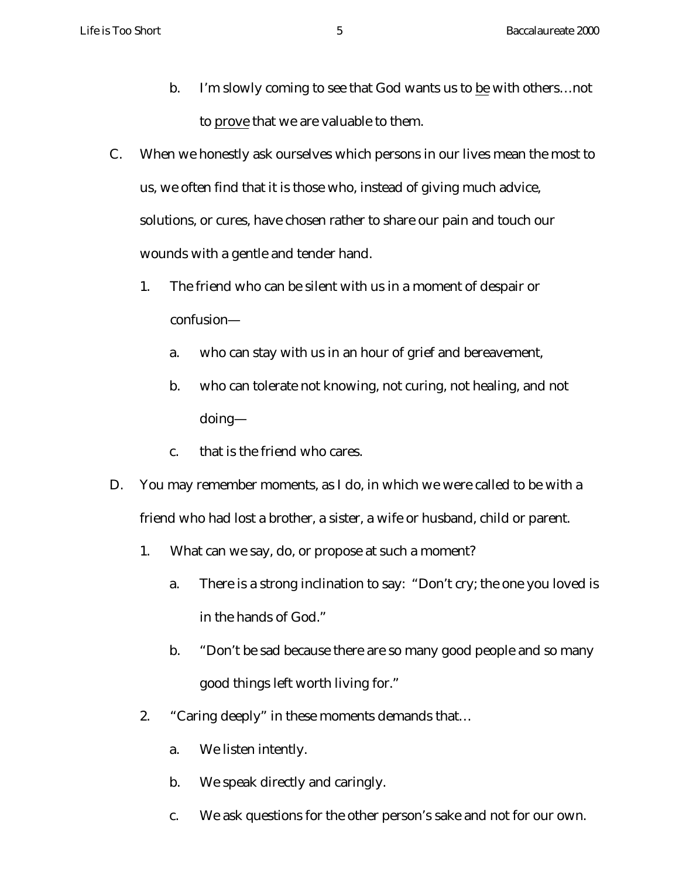b. I'm slowly coming to see that God wants us to <u>be</u> with others…not to <u>prove</u> that we are valuable to them.

C. When we honestly ask ourselves which persons in our lives mean the most to us, we often find that it is those who, instead of giving much advice, solutions, or cures, have chosen rather to share our pain and touch our wounds with a gentle and tender hand.

   1. The friend who can be silent with us in a moment of despair or confusion—

      a. who can stay with us in an hour of grief and bereavement,

      b. who can tolerate not knowing, not curing, not healing, and not doing—

      c. that is the friend who cares.

D. You may remember moments, as I do, in which we were called to be with a friend who had lost a brother, a sister, a wife or husband, child or parent.

   1. What can we say, do, or propose at such a moment?

      a. There is a strong inclination to say: "Don't cry; the one you loved is in the hands of God."

      b. "Don't be sad because there are so many good people and so many good things left worth living for."

   2. "Caring deeply" in these moments demands that…

      a. We listen intently.

      b. We speak directly and caringly.

      c. We ask questions for the other person's sake and not for our own.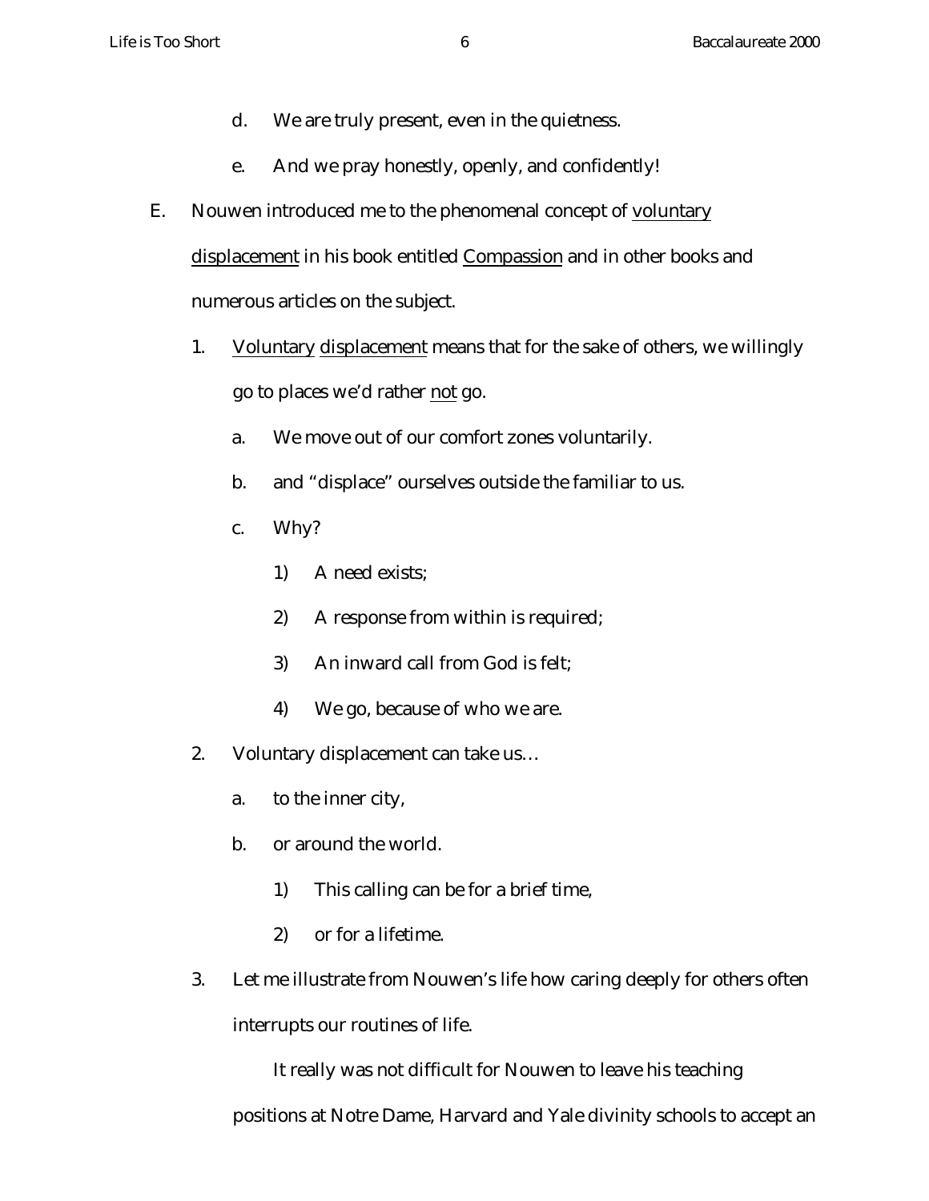d. We are truly present, even in the quietness.

e. And we pray honestly, openly, and confidently!

E. Nouwen introduced me to the phenomenal concept of voluntary displacement in his book entitled Compassion and in other books and numerous articles on the subject.

1. Voluntary displacement means that for the sake of others, we willingly go to places we'd rather not go.

    a. We move out of our comfort zones voluntarily.

    b. and "displace" ourselves outside the familiar to us.

    c. Why?

        1) A need exists;

        2) A response from within is required;

        3) An inward call from God is felt;

        4) We go, because of who we are.

2. Voluntary displacement can take us…

    a. to the inner city,

    b. or around the world.

        1) This calling can be for a brief time,

        2) or for a lifetime.

3. Let me illustrate from Nouwen's life how caring deeply for others often interrupts our routines of life.

    It really was not difficult for Nouwen to leave his teaching positions at Notre Dame, Harvard and Yale divinity schools to accept an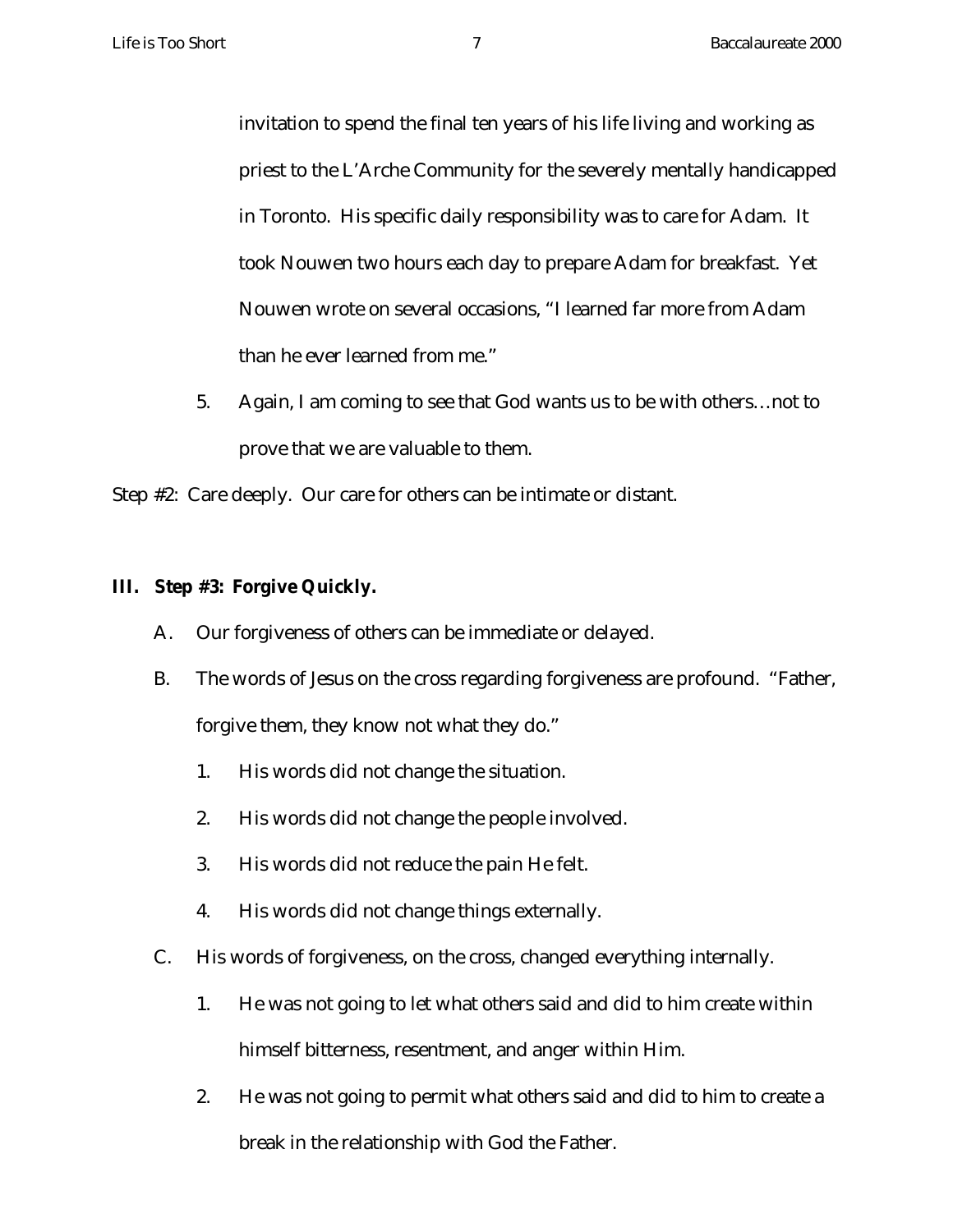invitation to spend the final ten years of his life living and working as priest to the L'Arche Community for the severely mentally handicapped in Toronto. His specific daily responsibility was to care for Adam. It took Nouwen two hours each day to prepare Adam for breakfast. Yet Nouwen wrote on several occasions, "I learned far more from Adam than he ever learned from me."

5. Again, I am coming to see that God wants us to be with others…not to prove that we are valuable to them.

Step #2: Care deeply. Our care for others can be intimate or distant.

## III. Step #3: Forgive Quickly.

A. Our forgiveness of others can be immediate or delayed.

B. The words of Jesus on the cross regarding forgiveness are profound. "Father, forgive them, they know not what they do."

   1. His words did not change the situation.
   2. His words did not change the people involved.
   3. His words did not reduce the pain He felt.
   4. His words did not change things externally.

C. His words of forgiveness, on the cross, changed everything internally.

   1. He was not going to let what others said and did to him create within himself bitterness, resentment, and anger within Him.
   2. He was not going to permit what others said and did to him to create a break in the relationship with God the Father.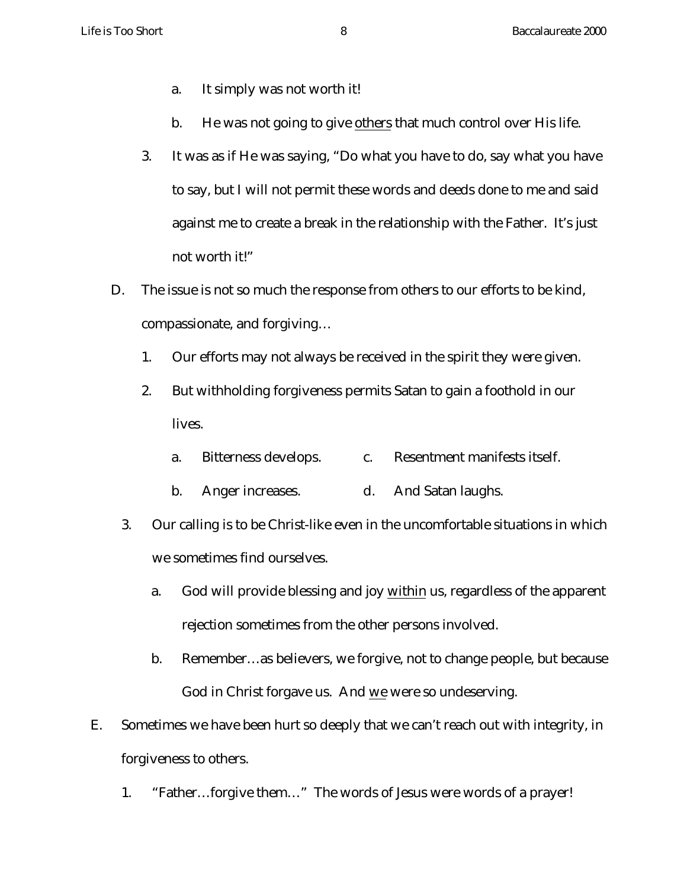a. It simply was not worth it!

b. He was not going to give <u>others</u> that much control over His life.

3. It was as if He was saying, "Do what you have to do, say what you have to say, but I will not permit these words and deeds done to me and said against me to create a break in the relationship with the Father. It's just not worth it!"

D. The issue is not so much the response from others to our efforts to be kind, compassionate, and forgiving…

1. Our efforts may not always be received in the spirit they were given.

2. But withholding forgiveness permits Satan to gain a foothold in our lives.

a. Bitterness develops.

b. Anger increases.

c. Resentment manifests itself.

d. And Satan laughs.

3. Our calling is to be Christ-like even in the uncomfortable situations in which we sometimes find ourselves.

a. God will provide blessing and joy <u>within</u> us, regardless of the apparent rejection sometimes from the other persons involved.

b. Remember…as believers, we forgive, not to change people, but because God in Christ forgave us. And <u>we</u> were so undeserving.

E. Sometimes we have been hurt so deeply that we can't reach out with integrity, in forgiveness to others.

1. "Father…forgive them…" The words of Jesus were words of a prayer!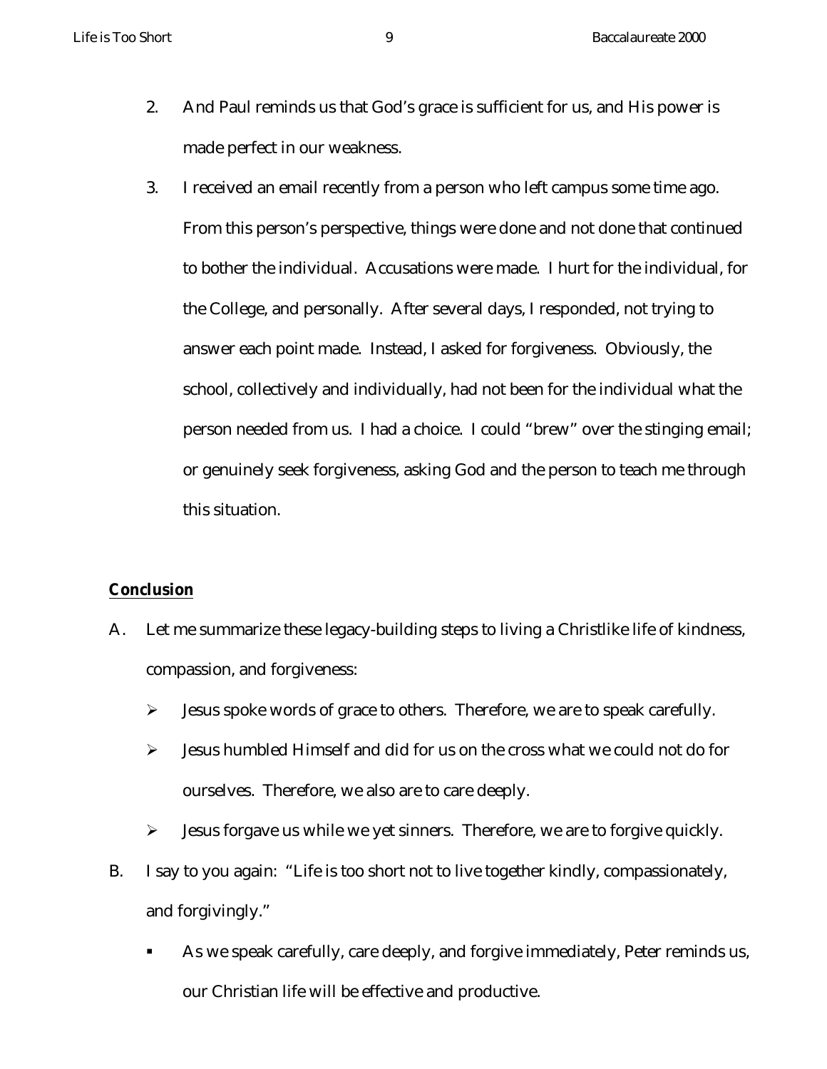2. And Paul reminds us that God's grace is sufficient for us, and His power is made perfect in our weakness.

3. I received an email recently from a person who left campus some time ago. From this person's perspective, things were done and not done that continued to bother the individual. Accusations were made. I hurt for the individual, for the College, and personally. After several days, I responded, not trying to answer each point made. Instead, I asked for forgiveness. Obviously, the school, collectively and individually, had not been for the individual what the person needed from us. I had a choice. I could "brew" over the stinging email; or genuinely seek forgiveness, asking God and the person to teach me through this situation.

**Conclusion**

A. Let me summarize these legacy-building steps to living a Christlike life of kindness, compassion, and forgiveness:

- Jesus spoke words of grace to others. Therefore, we are to speak carefully.
- Jesus humbled Himself and did for us on the cross what we could not do for ourselves. Therefore, we also are to care deeply.
- Jesus forgave us while we yet sinners. Therefore, we are to forgive quickly.

B. I say to you again: "Life is too short not to live together kindly, compassionately, and forgivingly."

- As we speak carefully, care deeply, and forgive immediately, Peter reminds us, our Christian life will be effective and productive.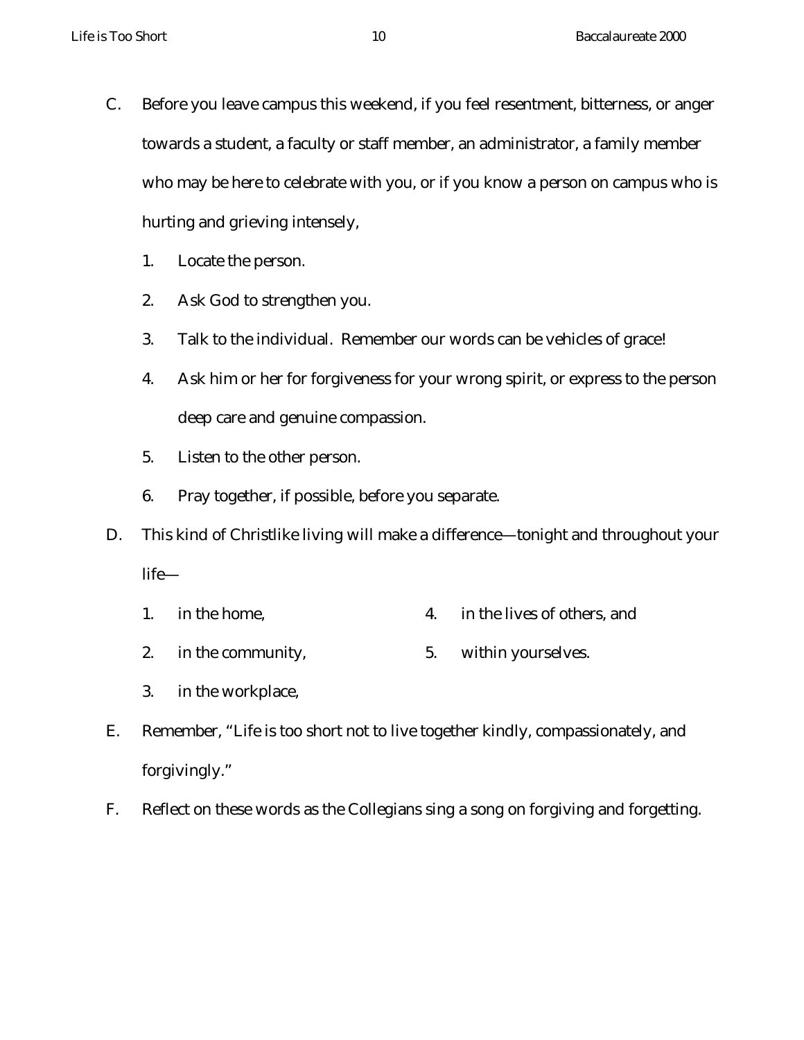C. Before you leave campus this weekend, if you feel resentment, bitterness, or anger towards a student, a faculty or staff member, an administrator, a family member who may be here to celebrate with you, or if you know a person on campus who is hurting and grieving intensely,

   1. Locate the person.
   2. Ask God to strengthen you.
   3. Talk to the individual. Remember our words can be vehicles of grace!
   4. Ask him or her for forgiveness for your wrong spirit, or express to the person deep care and genuine compassion.
   5. Listen to the other person.
   6. Pray together, if possible, before you separate.

D. This kind of Christlike living will make a difference—tonight and throughout your life—

   1. in the home,
   2. in the community,
   3. in the workplace,
   4. in the lives of others, and
   5. within yourselves.

E. Remember, "Life is too short not to live together kindly, compassionately, and forgivingly."

F. Reflect on these words as the Collegians sing a song on forgiving and forgetting.